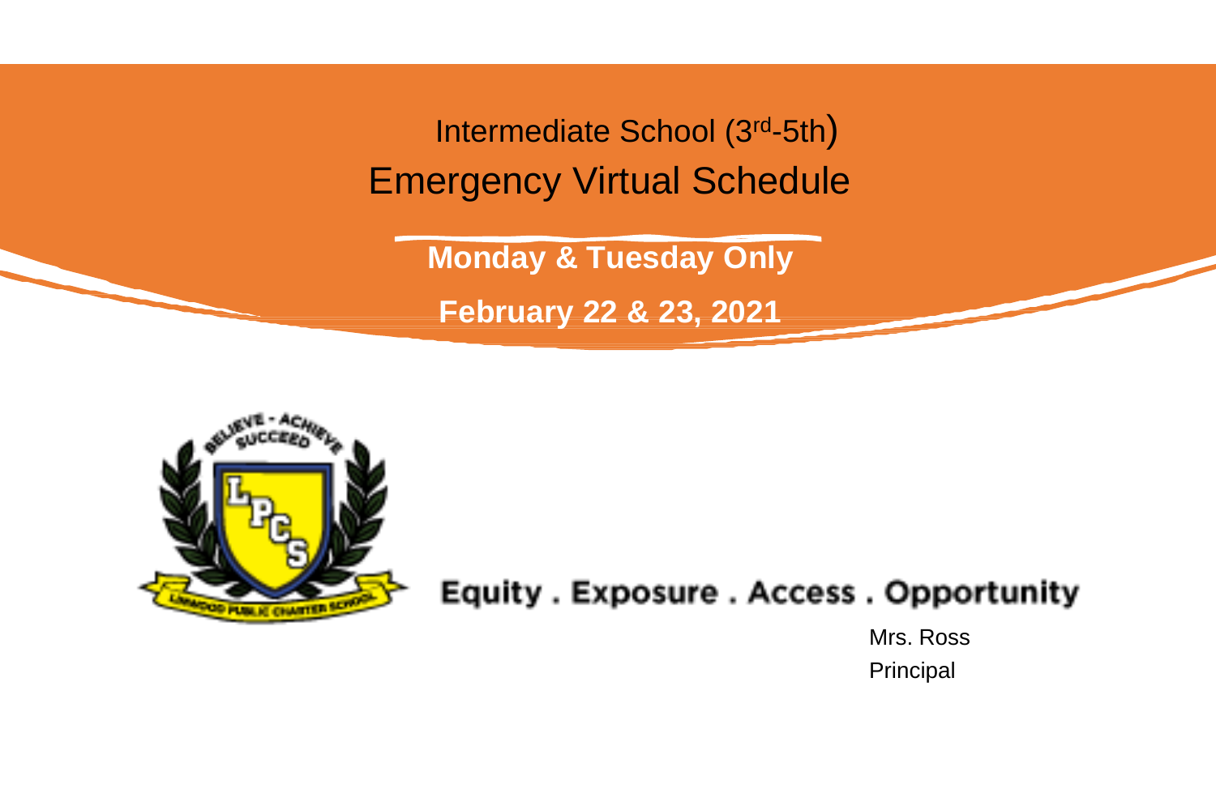# Intermediate School (3rd-5th)

# Emergency Virtual Schedule

**Monday & Tuesday Only**

**February 22 & 23, 2021**

Equity . Exposure . Access . Opportunity

Mrs. Ross
Principal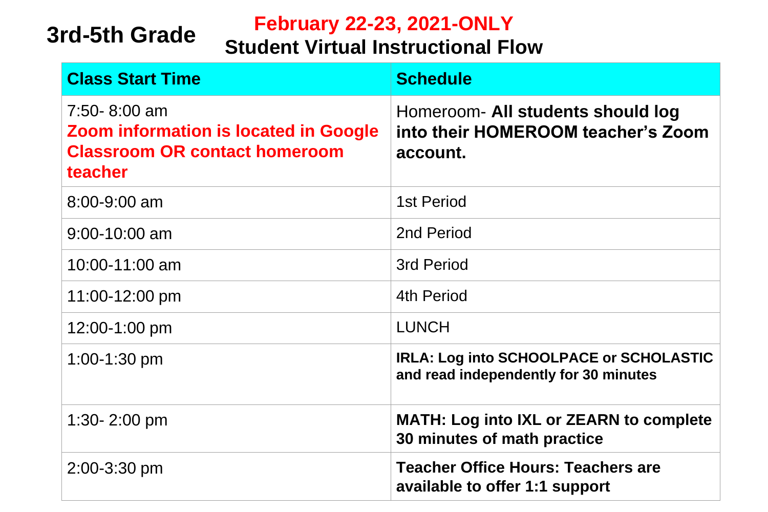**3rd-5th Grade**

## February 22-23, 2021-ONLY
## Student Virtual Instructional Flow

| Class Start Time | Schedule |
|---|---|
| 7:50- 8:00 am **Zoom information is located in Google Classroom OR contact homeroom teacher** | Homeroom- **All students should log into their HOMEROOM teacher's Zoom account.** |
| 8:00-9:00 am | 1st Period |
| 9:00-10:00 am | 2nd Period |
| 10:00-11:00 am | 3rd Period |
| 11:00-12:00 pm | 4th Period |
| 12:00-1:00 pm | LUNCH |
| 1:00-1:30 pm | **IRLA: Log into SCHOOLPACE or SCHOLASTIC and read independently for 30 minutes** |
| 1:30- 2:00 pm | **MATH: Log into IXL or ZEARN to complete 30 minutes of math practice** |
| 2:00-3:30 pm | **Teacher Office Hours: Teachers are available to offer 1:1 support** |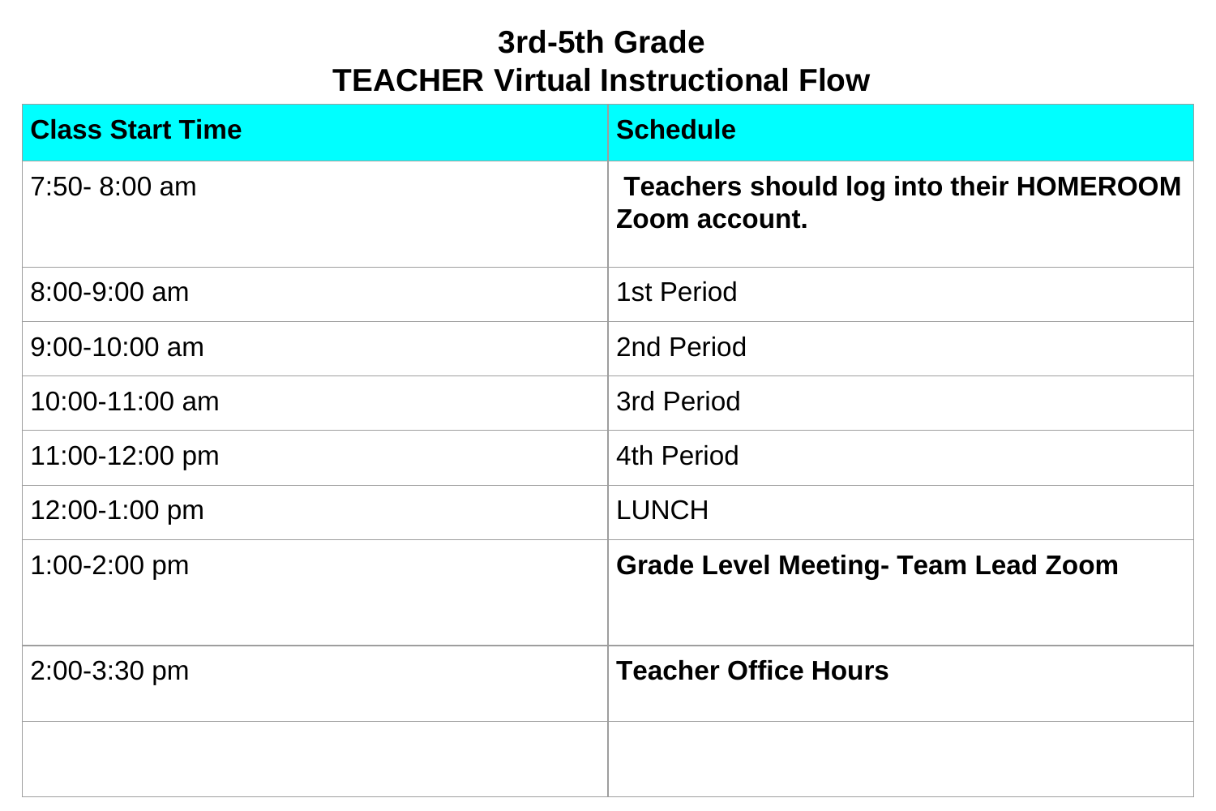# 3rd-5th Grade
# TEACHER Virtual Instructional Flow

| Class Start Time | Schedule |
|---|---|
| 7:50- 8:00 am | **Teachers should log into their HOMEROOM Zoom account.** |
| 8:00-9:00 am | 1st Period |
| 9:00-10:00 am | 2nd Period |
| 10:00-11:00 am | 3rd Period |
| 11:00-12:00 pm | 4th Period |
| 12:00-1:00 pm | LUNCH |
| 1:00-2:00 pm | **Grade Level Meeting- Team Lead Zoom** |
| 2:00-3:30 pm | **Teacher Office Hours** |
| | |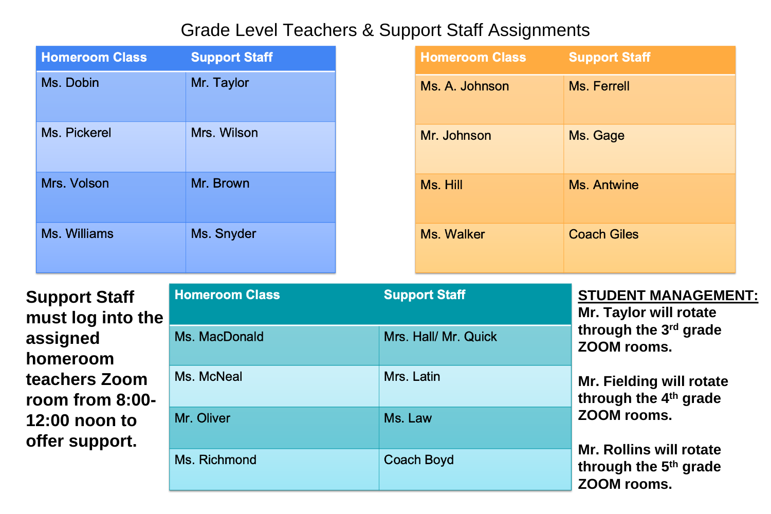# Grade Level Teachers & Support Staff Assignments

| Homeroom Class | Support Staff |
|---|---|
| Ms. Dobin | Mr. Taylor |
| Ms. Pickerel | Mrs. Wilson |
| Mrs. Volson | Mr. Brown |
| Ms. Williams | Ms. Snyder |

| Homeroom Class | Support Staff |
|---|---|
| Ms. A. Johnson | Ms. Ferrell |
| Mr. Johnson | Ms. Gage |
| Ms. Hill | Ms. Antwine |
| Ms. Walker | Coach Giles |

**Support Staff must log into the assigned homeroom teachers Zoom room from 8:00-12:00 noon to offer support.**

| Homeroom Class | Support Staff |
|---|---|
| Ms. MacDonald | Mrs. Hall/ Mr. Quick |
| Ms. McNeal | Mrs. Latin |
| Mr. Oliver | Ms. Law |
| Ms. Richmond | Coach Boyd |

**STUDENT MANAGEMENT:**

**Mr. Taylor will rotate through the 3rd grade ZOOM rooms.**

**Mr. Fielding will rotate through the 4th grade ZOOM rooms.**

**Mr. Rollins will rotate through the 5th grade ZOOM rooms.**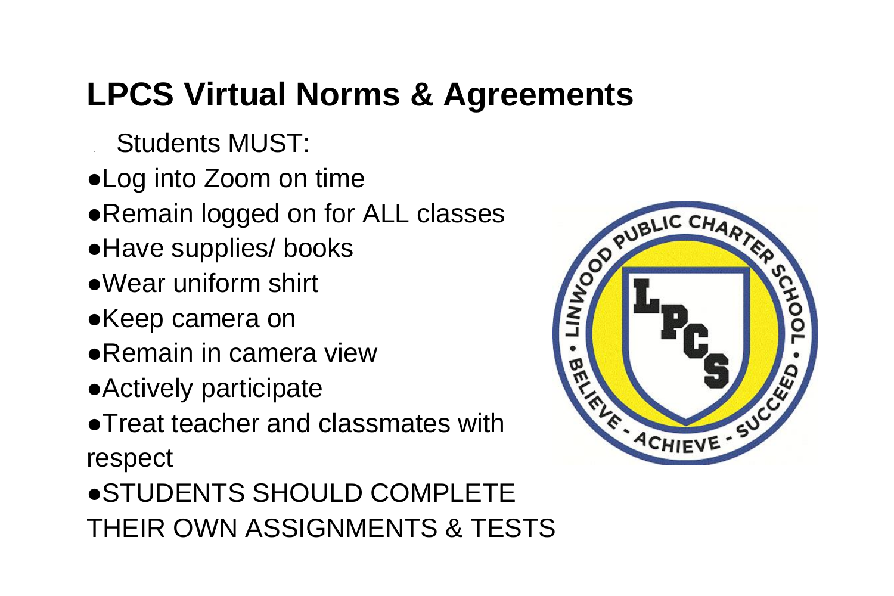# LPCS Virtual Norms & Agreements

Students MUST:

- Log into Zoom on time
- Remain logged on for ALL classes
- Have supplies/ books
- Wear uniform shirt
- Keep camera on
- Remain in camera view
- Actively participate
- Treat teacher and classmates with respect
- STUDENTS SHOULD COMPLETE THEIR OWN ASSIGNMENTS & TESTS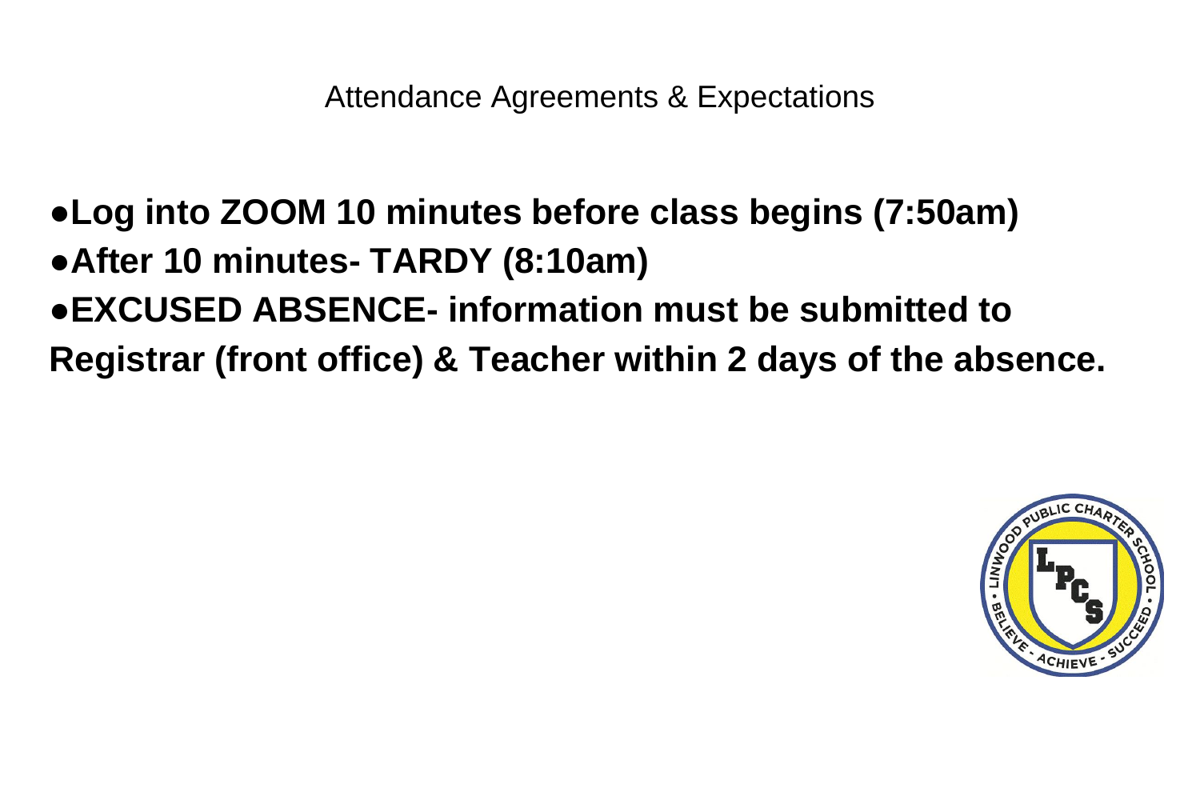# Attendance Agreements & Expectations

- **Log into ZOOM 10 minutes before class begins (7:50am)**
- **After 10 minutes- TARDY (8:10am)**
- **EXCUSED ABSENCE- information must be submitted to Registrar (front office) & Teacher within 2 days of the absence.**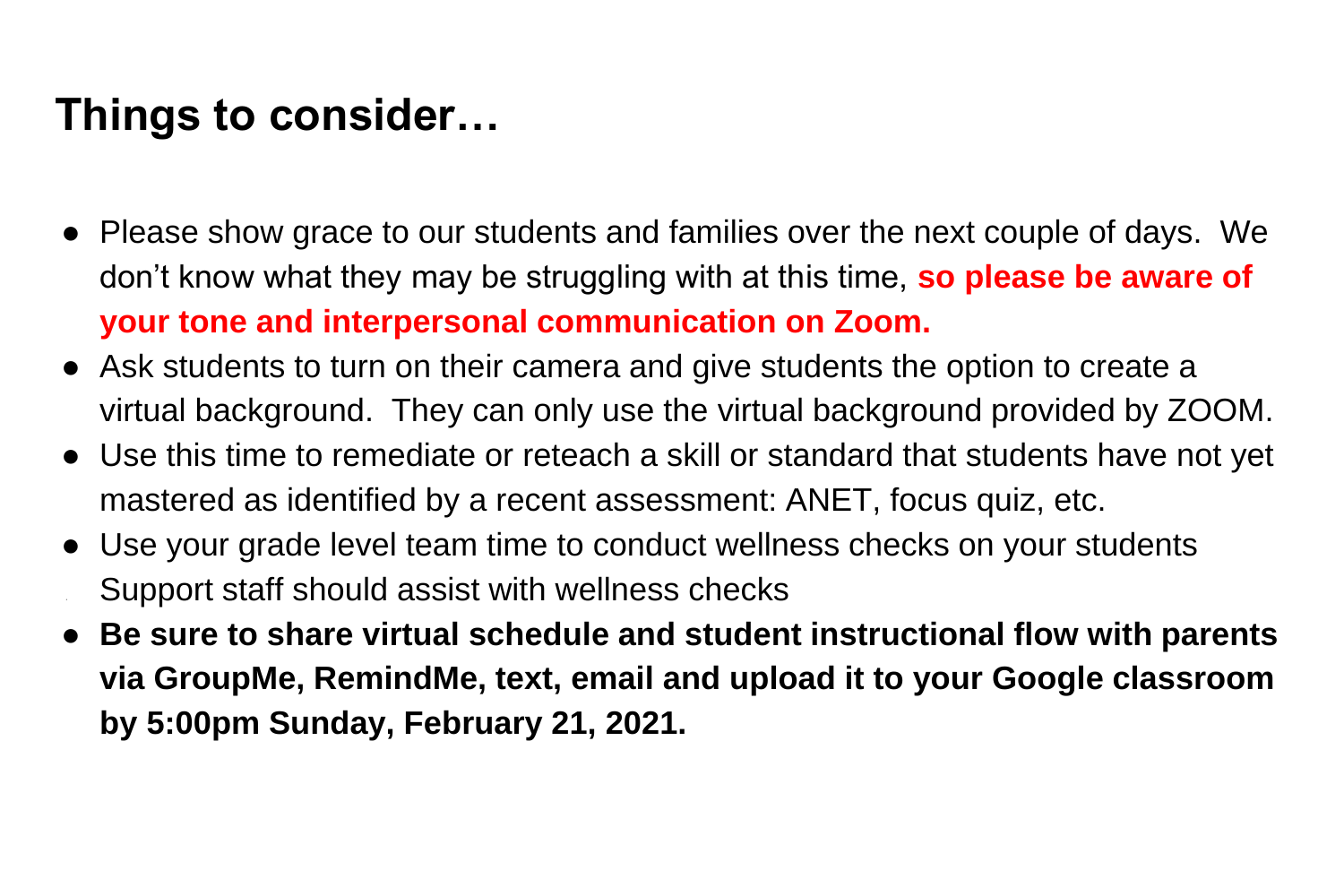## Things to consider…

- Please show grace to our students and families over the next couple of days. We don't know what they may be struggling with at this time, **so please be aware of your tone and interpersonal communication on Zoom.**
- Ask students to turn on their camera and give students the option to create a virtual background. They can only use the virtual background provided by ZOOM.
- Use this time to remediate or reteach a skill or standard that students have not yet mastered as identified by a recent assessment: ANET, focus quiz, etc.
- Use your grade level team time to conduct wellness checks on your students
- Support staff should assist with wellness checks
- **Be sure to share virtual schedule and student instructional flow with parents via GroupMe, RemindMe, text, email and upload it to your Google classroom by 5:00pm Sunday, February 21, 2021.**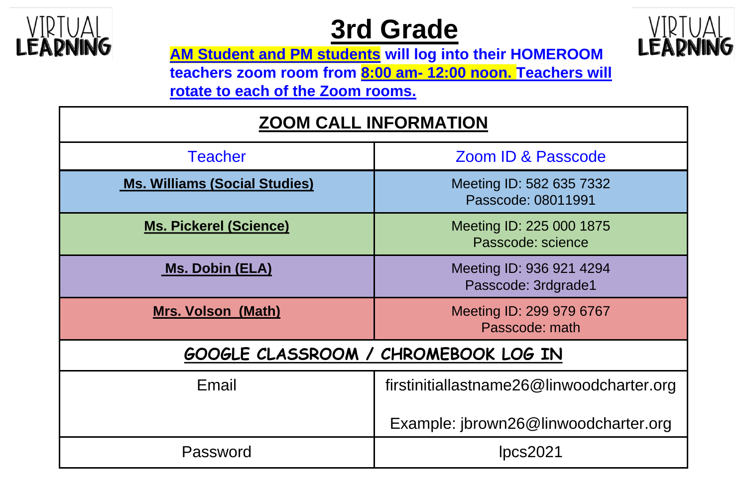VIRTUAL LEARNING

# 3rd Grade

**AM Student and PM students will log into their HOMEROOM teachers zoom room from 8:00 am- 12:00 noon. Teachers will rotate to each of the Zoom rooms.**

| ZOOM CALL INFORMATION | |
|---|---|
| Teacher | Zoom ID & Passcode |
| **Ms. Williams (Social Studies)** | Meeting ID: 582 635 7332<br>Passcode: 08011991 |
| **Ms. Pickerel (Science)** | Meeting ID: 225 000 1875<br>Passcode: science |
| **Ms. Dobin (ELA)** | Meeting ID: 936 921 4294<br>Passcode: 3rdgrade1 |
| **Mrs. Volson (Math)** | Meeting ID: 299 979 6767<br>Passcode: math |
| **GOOGLE CLASSROOM / CHROMEBOOK LOG IN** | |
| Email | firstinitiallastname26@linwoodcharter.org<br><br>Example: jbrown26@linwoodcharter.org |
| Password | lpcs2021 |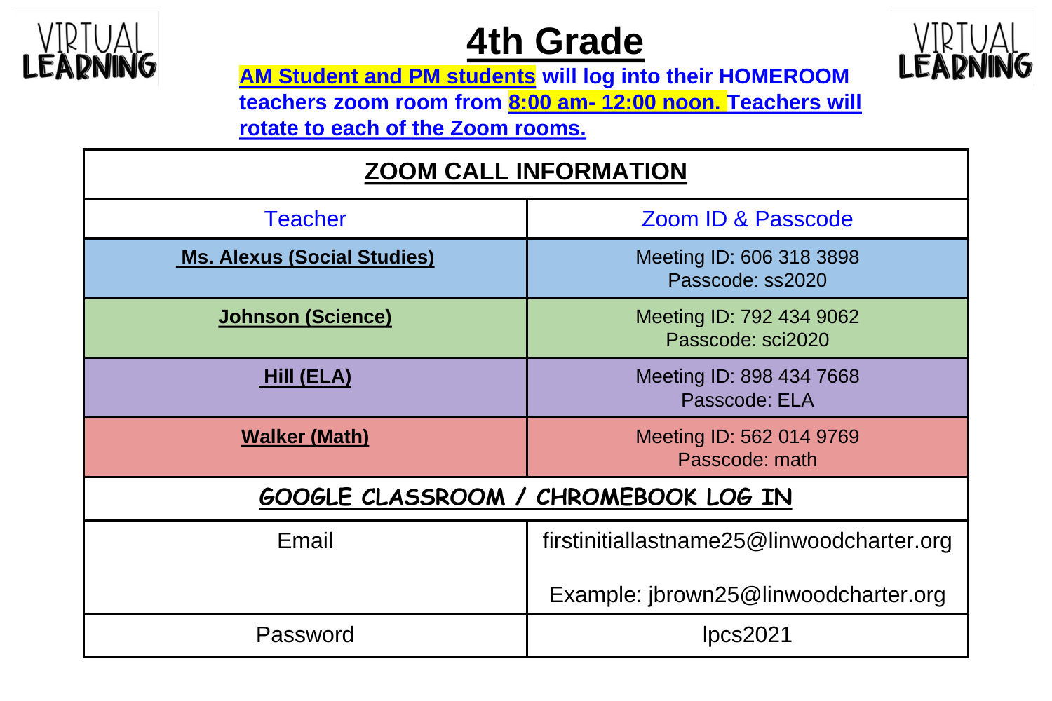VIRTUAL LEARNING

# 4th Grade

VIRTUAL LEARNING

**AM Student and PM students will log into their HOMEROOM teachers zoom room from 8:00 am- 12:00 noon. Teachers will rotate to each of the Zoom rooms.**

| ZOOM CALL INFORMATION | |
|---|---|
| Teacher | Zoom ID & Passcode |
| **Ms. Alexus (Social Studies)** | Meeting ID: 606 318 3898<br>Passcode: ss2020 |
| **Johnson (Science)** | Meeting ID: 792 434 9062<br>Passcode: sci2020 |
| **Hill (ELA)** | Meeting ID: 898 434 7668<br>Passcode: ELA |
| **Walker (Math)** | Meeting ID: 562 014 9769<br>Passcode: math |
| **GOOGLE CLASSROOM / CHROMEBOOK LOG IN** | |
| Email | firstinitiallastname25@linwoodcharter.org<br><br>Example: jbrown25@linwoodcharter.org |
| Password | lpcs2021 |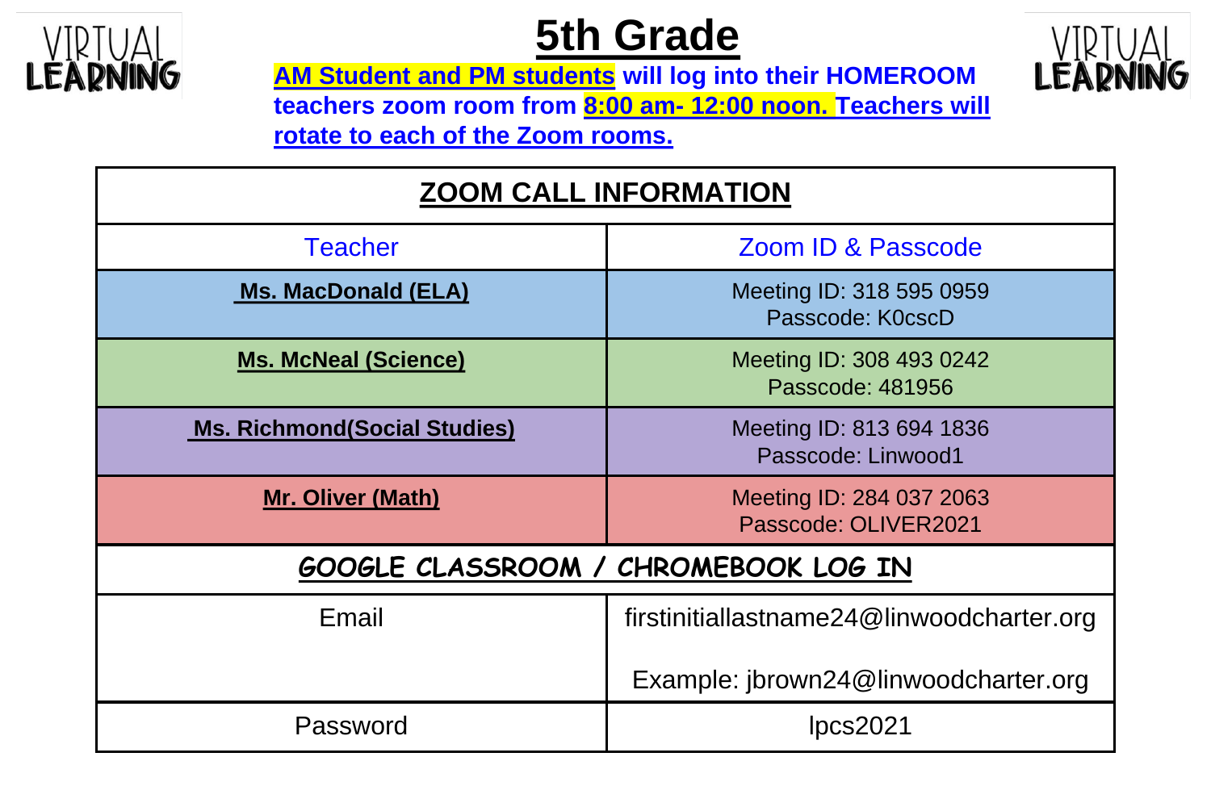VIRTUAL LEARNING

# 5th Grade

**AM Student and PM students will log into their HOMEROOM teachers zoom room from 8:00 am- 12:00 noon. Teachers will rotate to each of the Zoom rooms.**

VIRTUAL LEARNING

| ZOOM CALL INFORMATION | |
|---|---|
| Teacher | Zoom ID & Passcode |
| **Ms. MacDonald (ELA)** | Meeting ID: 318 595 0959<br>Passcode: K0cscD |
| **Ms. McNeal (Science)** | Meeting ID: 308 493 0242<br>Passcode: 481956 |
| **Ms. Richmond(Social Studies)** | Meeting ID: 813 694 1836<br>Passcode: Linwood1 |
| **Mr. Oliver (Math)** | Meeting ID: 284 037 2063<br>Passcode: OLIVER2021 |
| **GOOGLE CLASSROOM / CHROMEBOOK LOG IN** | |
| Email | firstinitiallastname24@linwoodcharter.org<br><br>Example: jbrown24@linwoodcharter.org |
| Password | lpcs2021 |